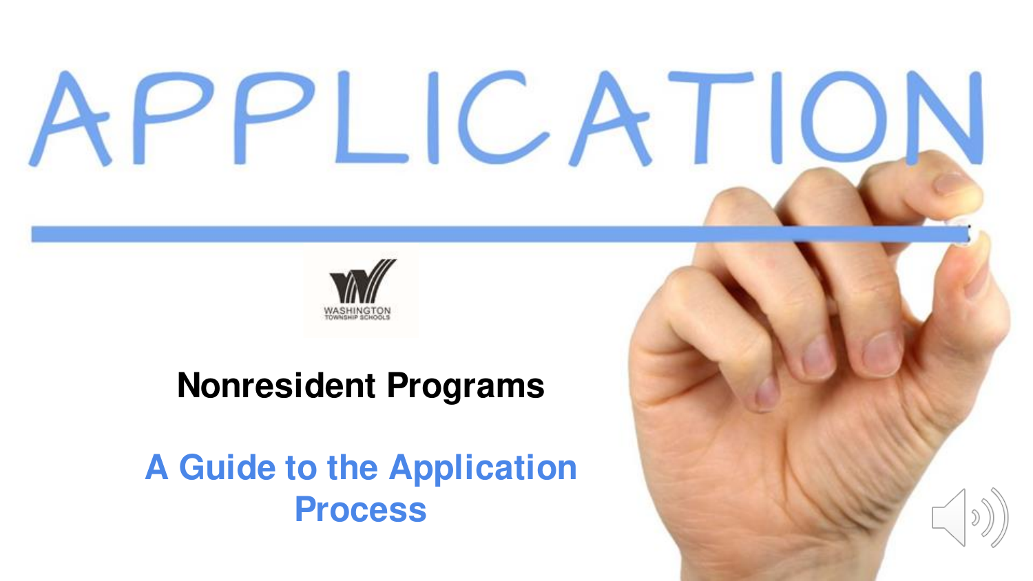# APPLICATION

WASHINGTON TOWNSHIP SCHOOLS

## Nonresident Programs

## A Guide to the Application Process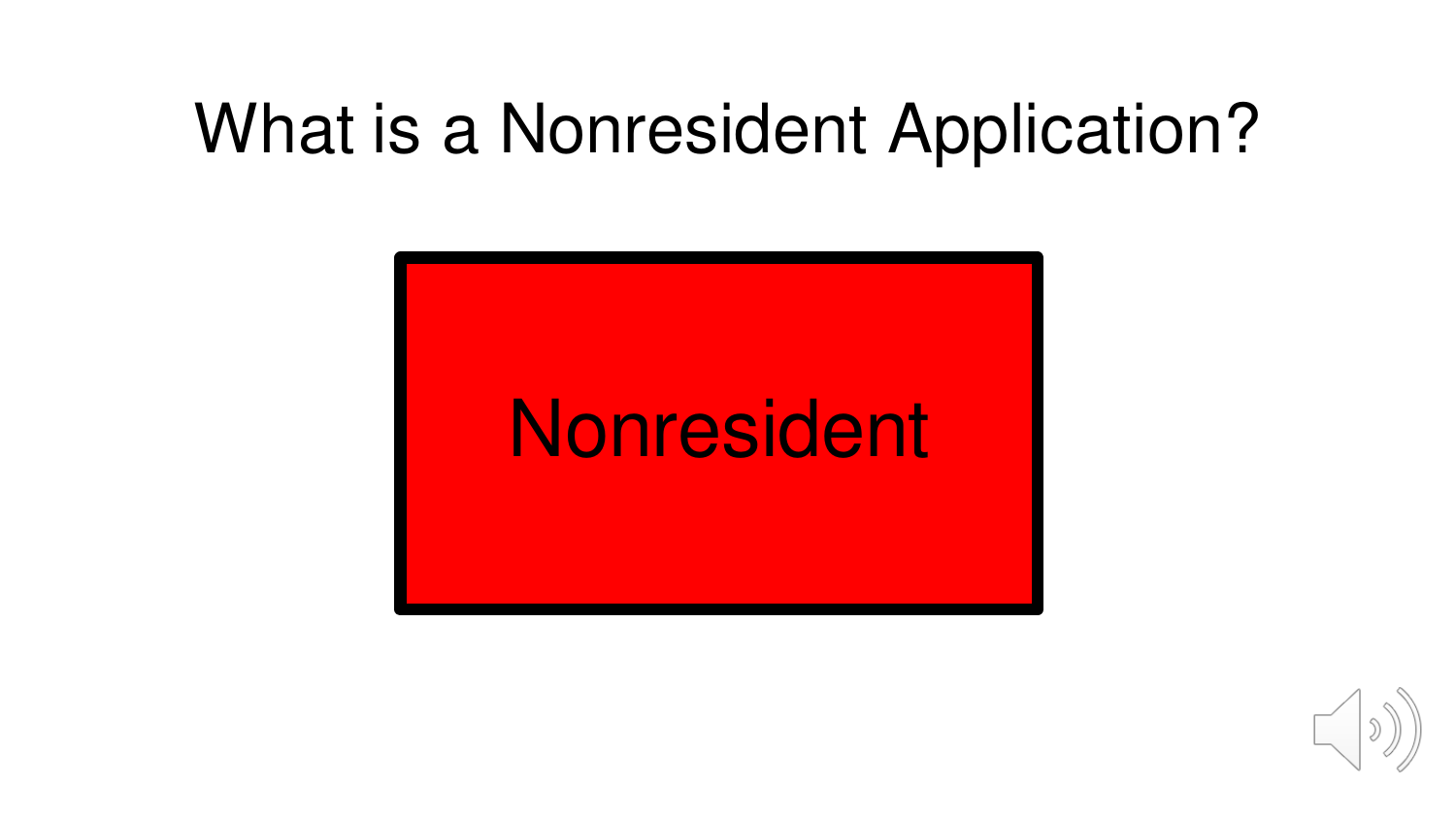# What is a Nonresident Application?

Nonresident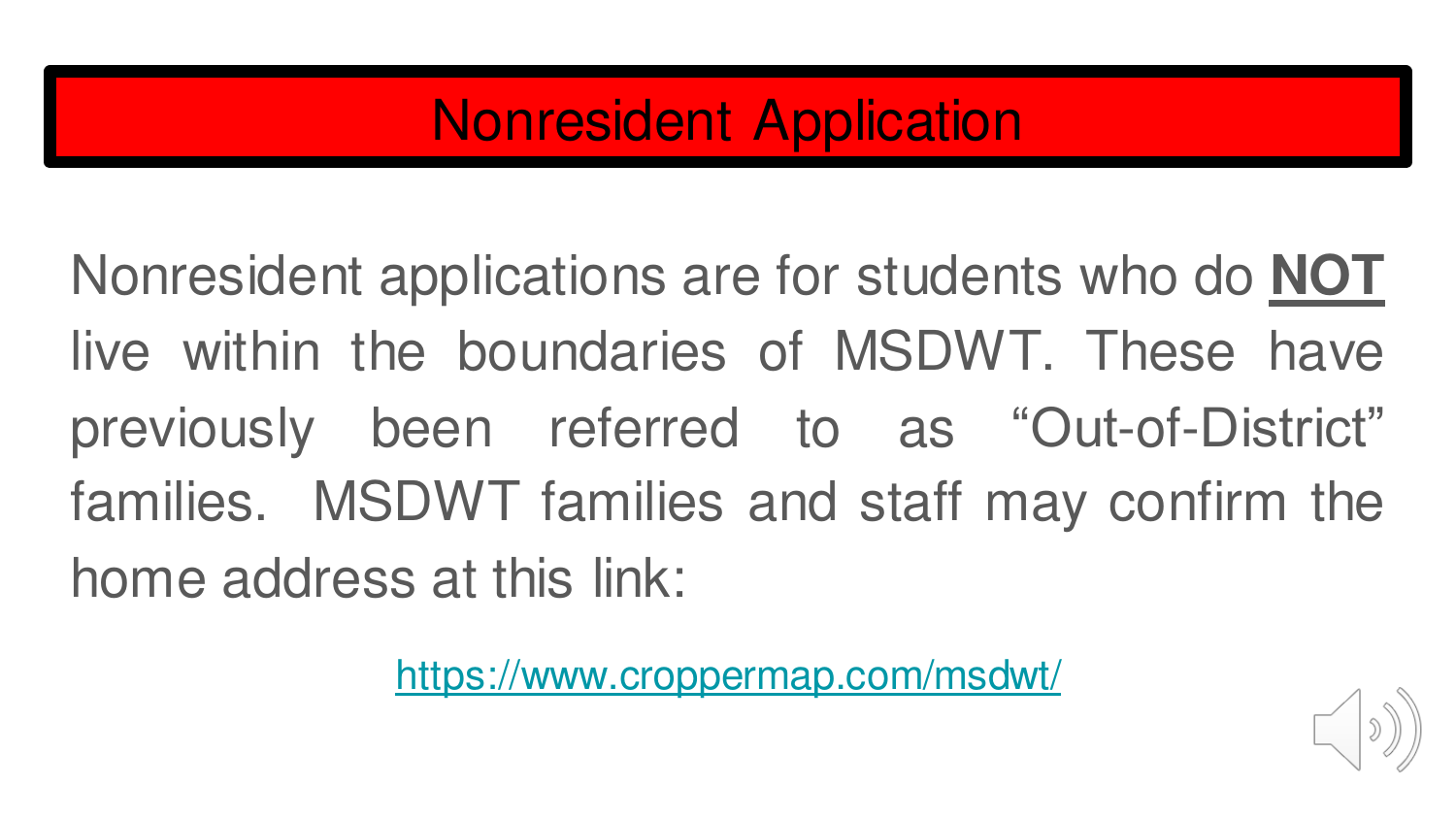# Nonresident Application

Nonresident applications are for students who do **NOT** live within the boundaries of MSDWT. These have previously been referred to as "Out-of-District" families. MSDWT families and staff may confirm the home address at this link:

https://www.croppermap.com/msdwt/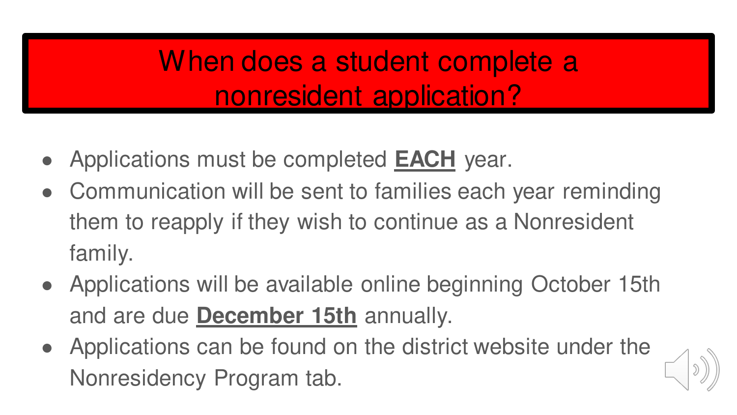# When does a student complete a nonresident application?

- Applications must be completed **EACH** year.
- Communication will be sent to families each year reminding them to reapply if they wish to continue as a Nonresident family.
- Applications will be available online beginning October 15th and are due **December 15th** annually.
- Applications can be found on the district website under the Nonresidency Program tab.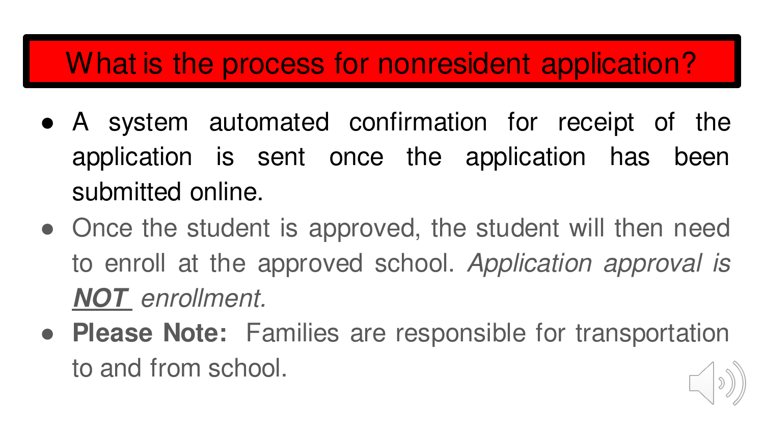# What is the process for nonresident application?

- A system automated confirmation for receipt of the application is sent once the application has been submitted online.
- Once the student is approved, the student will then need to enroll at the approved school. *Application approval is **NOT** enrollment.*
- **Please Note:** Families are responsible for transportation to and from school.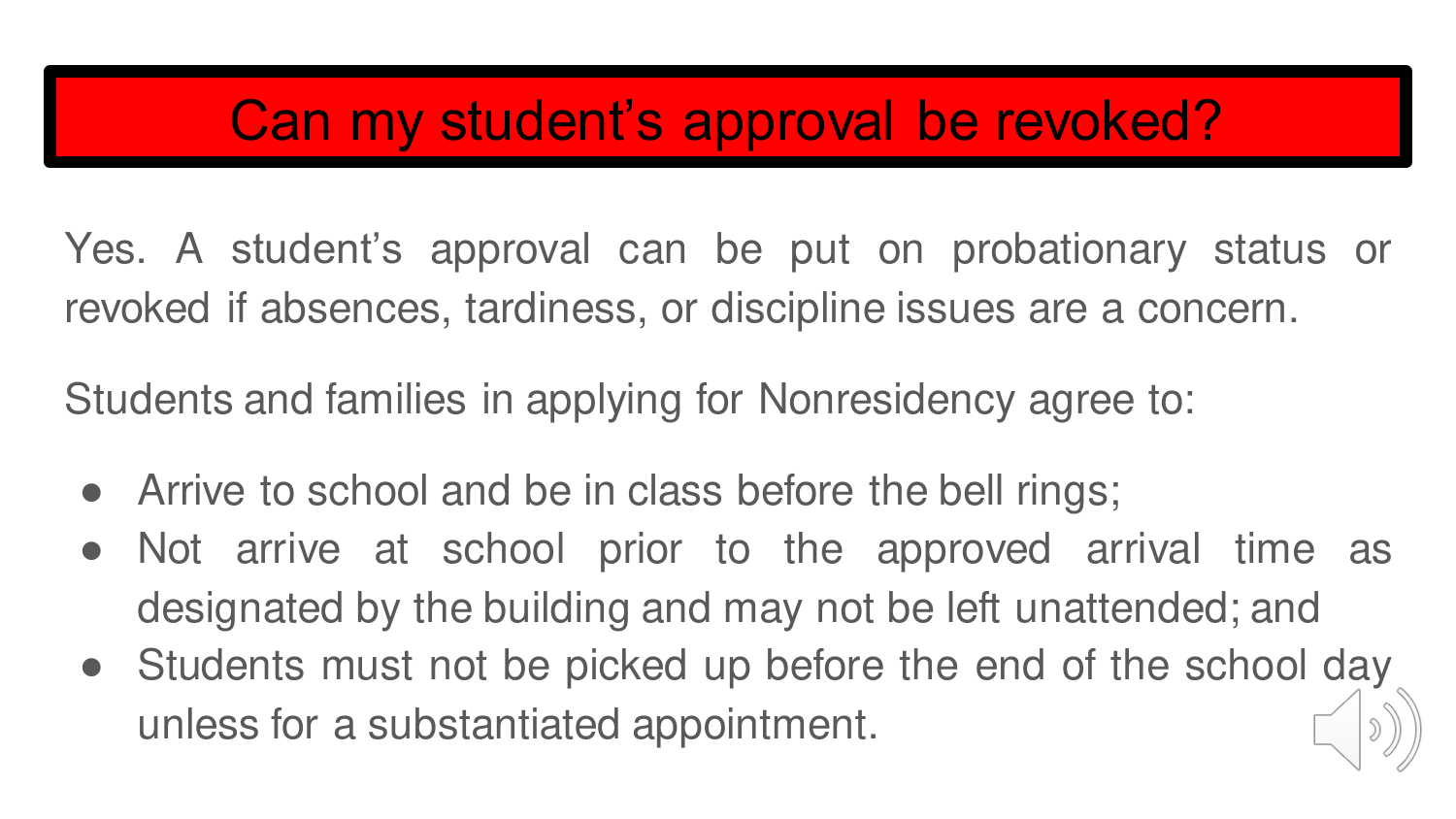# Can my student's approval be revoked?

Yes. A student's approval can be put on probationary status or revoked if absences, tardiness, or discipline issues are a concern.

Students and families in applying for Nonresidency agree to:

- Arrive to school and be in class before the bell rings;
- Not arrive at school prior to the approved arrival time as designated by the building and may not be left unattended; and
- Students must not be picked up before the end of the school day unless for a substantiated appointment.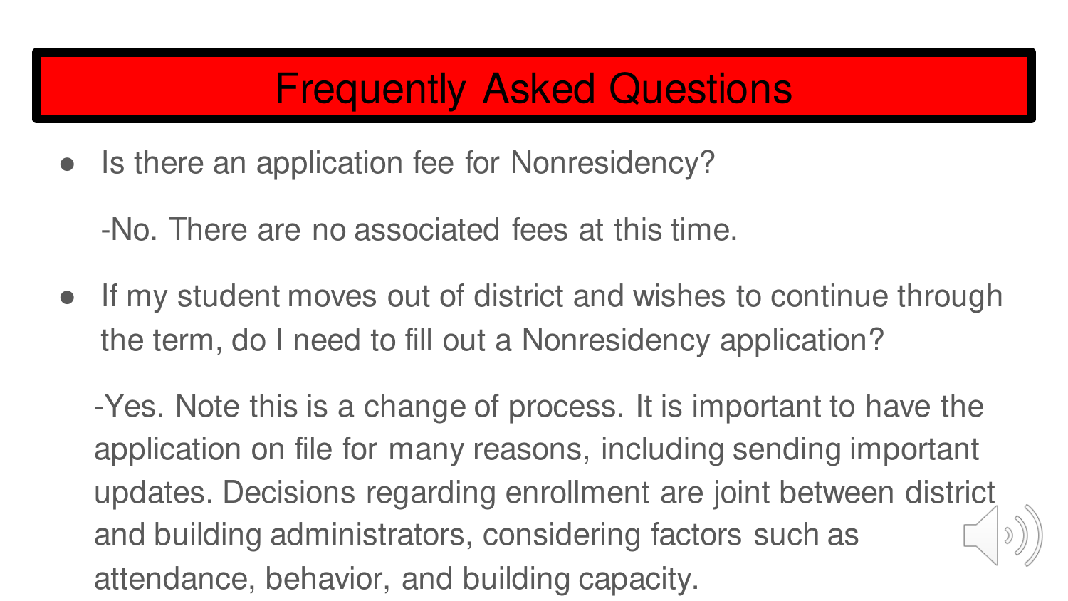# Frequently Asked Questions

- Is there an application fee for Nonresidency?

  -No. There are no associated fees at this time.

- If my student moves out of district and wishes to continue through the term, do I need to fill out a Nonresidency application?

  -Yes. Note this is a change of process. It is important to have the application on file for many reasons, including sending important updates. Decisions regarding enrollment are joint between district and building administrators, considering factors such as attendance, behavior, and building capacity.